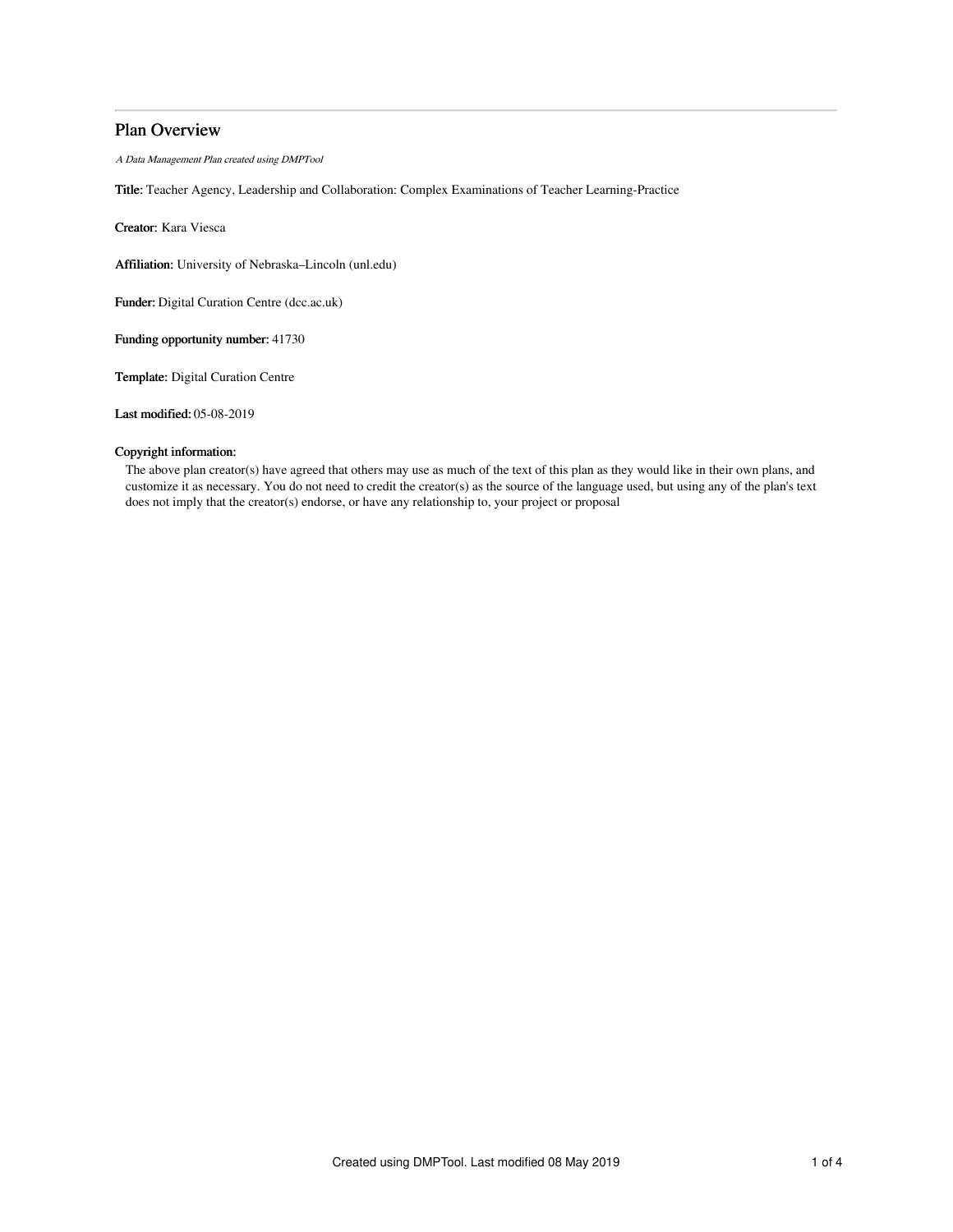# Plan Overview

*A Data Management Plan created using DMPTool*

**Title:** Teacher Agency, Leadership and Collaboration: Complex Examinations of Teacher Learning-Practice

**Creator:** Kara Viesca

**Affiliation:** University of Nebraska–Lincoln (unl.edu)

**Funder:** Digital Curation Centre (dcc.ac.uk)

**Funding opportunity number:** 41730

**Template:** Digital Curation Centre

**Last modified:** 05-08-2019

**Copyright information:**

The above plan creator(s) have agreed that others may use as much of the text of this plan as they would like in their own plans, and customize it as necessary. You do not need to credit the creator(s) as the source of the language used, but using any of the plan's text does not imply that the creator(s) endorse, or have any relationship to, your project or proposal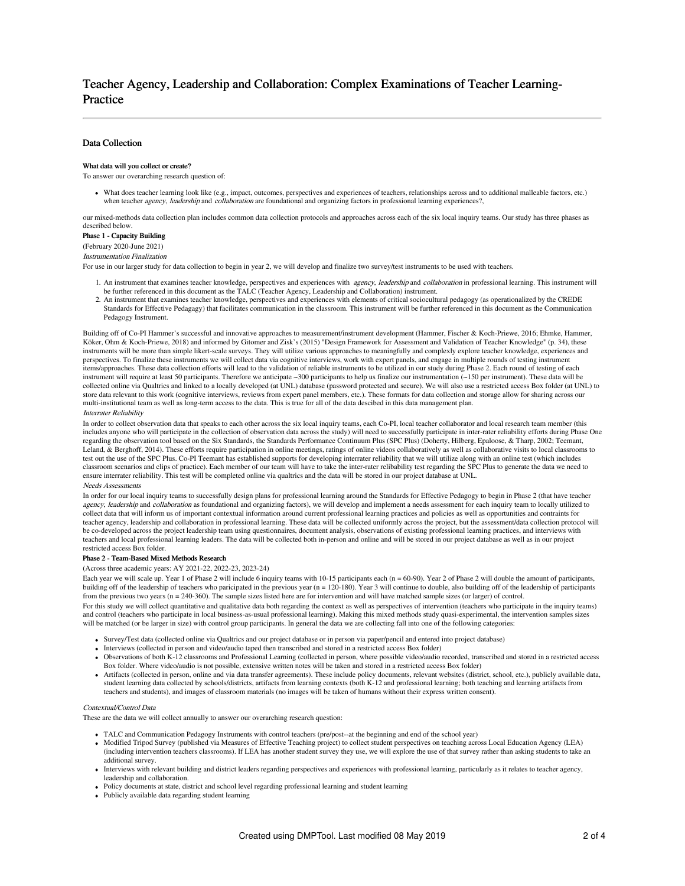# Teacher Agency, Leadership and Collaboration: Complex Examinations of Teacher Learning-Practice

## Data Collection

**What data will you collect or create?**

To answer our overarching research question of:

- What does teacher learning look like (e.g., impact, outcomes, perspectives and experiences of teachers, relationships across and to additional malleable factors, etc.) when teacher *agency*, *leadership* and *collaboration* are foundational and organizing factors in professional learning experiences?,

our mixed-methods data collection plan includes common data collection protocols and approaches across each of the six local inquiry teams. Our study has three phases as described below.

**Phase 1 - Capacity Building**

(February 2020-June 2021)

*Instrumentation Finalization*

For use in our larger study for data collection to begin in year 2, we will develop and finalize two survey/test instruments to be used with teachers.

1. An instrument that examines teacher knowledge, perspectives and experiences with *agency*, *leadership* and *collaboration* in professional learning. This instrument will be further referenced in this document as the TALC (Teacher Agency, Leadership and Collaboration) instrument.
2. An instrument that examines teacher knowledge, perspectives and experiences with elements of critical sociocultural pedagogy (as operationalized by the CREDE Standards for Effective Pedagogy) that facilitates communication in the classroom. This instrument will be further referenced in this document as the Communication Pedagogy Instrument.

Building off of Co-PI Hammer's successful and innovative approaches to measurement/instrument development (Hammer, Fischer & Koch-Priewe, 2016; Ehmke, Hammer, Köker, Ohm & Koch-Priewe, 2018) and informed by Gitomer and Zisk's (2015) "Design Framework for Assessment and Validation of Teacher Knowledge" (p. 34), these instruments will be more than simple likert-scale surveys. They will utilize various approaches to meaningfully and complexly explore teacher knowledge, experiences and perspectives. To finalize these instruments we will collect data via cognitive interviews, work with expert panels, and engage in multiple rounds of testing instrument items/approaches. These data collection efforts will lead to the validation of reliable instruments to be utilized in our study during Phase 2. Each round of testing of each instrument will require at least 50 participants. Therefore we anticipate ~300 participants to help us finalize our instrumentation (~150 per instrument). These data will be collected online via Qualtrics and linked to a locally developed (at UNL) database (password protected and secure). We will also use a restricted access Box folder (at UNL) to store data relevant to this work (cognitive interviews, reviews from expert panel members, etc.). These formats for data collection and storage allow for sharing across our multi-institutional team as well as long-term access to the data. This is true for all of the data descibed in this data management plan.

*Interrater Reliability*

In order to collect observation data that speaks to each other across the six local inquiry teams, each Co-PI, local teacher collaborator and local research team member (this includes anyone who will participate in the collection of observation data across the study) will need to successfully participate in inter-rater reliability efforts during Phase One regarding the observation tool based on the Six Standards, the Standards Performance Continuum Plus (SPC Plus) (Doherty, Hilberg, Epaloose, & Tharp, 2002; Teemant, Leland, & Berghoff, 2014). These efforts require participation in online meetings, ratings of online videos collaboratively as well as collaborative visits to local classrooms to test out the use of the SPC Plus. Co-PI Teemant has established supports for developing interrater reliability that we will utilize along with an online test (which includes classroom scenarios and clips of practice). Each member of our team will have to take the inter-rater reliability test regarding the SPC Plus to generate the data we need to ensure interrater reliability. This test will be completed online via qualtrics and the data will be stored in our project database at UNL.

*Needs Assessments*

In order for our local inquiry teams to successfully design plans for professional learning around the Standards for Effective Pedagogy to begin in Phase 2 (that have teacher *agency*, *leadership* and *collaboration* as foundational and organizing factors), we will develop and implement a needs assessment for each inquiry team to locally utilized to collect data that will inform us of important contextual information around current professional learning practices and policies as well as opportunities and contraints for teacher agency, leadership and collaboration in professional learning. These data will be collected uniformly across the project, but the assessment/data collection protocol will be co-developed across the project leadership team using questionnaires, document analysis, observations of existing professional learning practices, and interviews with teachers and local professional learning leaders. The data will be collected both in-person and online and will be stored in our project database as well as in our project restricted access Box folder.

**Phase 2 - Team-Based Mixed Methods Research**

(Across three academic years: AY 2021-22, 2022-23, 2023-24)

Each year we will scale up. Year 1 of Phase 2 will include 6 inquiry teams with 10-15 participants each (n = 60-90). Year 2 of Phase 2 will double the amount of participants, building off of the leadership of teachers who paricipated in the previous year (n = 120-180). Year 3 will continue to double, also building off of the leadership of participants from the previous two years (n = 240-360). The sample sizes listed here are for intervention and will have matched sample sizes (or larger) of control.

For this study we will collect quantitative and qualitative data both regarding the context as well as perspectives of intervention (teachers who participate in the inquiry teams) and control (teachers who participate in local business-as-usual professional learning). Making this mixed methods study quasi-experimental, the intervention samples sizes will be matched (or be larger in size) with control group participants. In general the data we are collecting fall into one of the following categories:

- Survey/Test data (collected online via Qualtrics and our project database or in person via paper/pencil and entered into project database)
- Interviews (collected in person and video/audio taped then transcribed and stored in a restricted access Box folder)
- Observations of both K-12 classrooms and Professional Learning (collected in person, where possible video/audio recorded, transcribed and stored in a restricted access Box folder. Where video/audio is not possible, extensive written notes will be taken and stored in a restricted access Box folder)
- Artifacts (collected in person, online and via data transfer agreements). These include policy documents, relevant websites (district, school, etc.), publicly available data, student learning data collected by schools/districts, artifacts from learning contexts (both K-12 and professional learning; both teaching and learning artifacts from teachers and students), and images of classroom materials (no images will be taken of humans without their express written consent).

*Contextual/Control Data*

These are the data we will collect annually to answer our overarching research question:

- TALC and Communication Pedagogy Instruments with control teachers (pre/post--at the beginning and end of the school year)
- Modified Tripod Survey (published via Measures of Effective Teaching project) to collect student perspectives on teaching across Local Education Agency (LEA) (including intervention teachers classrooms). If LEA has another student survey they use, we will explore the use of that survey rather than asking students to take an additional survey.
- Interviews with relevant building and district leaders regarding perspectives and experiences with professional learning, particularly as it relates to teacher agency, leadership and collaboration.
- Policy documents at state, district and school level regarding professional learning and student learning
- Publicly available data regarding student learning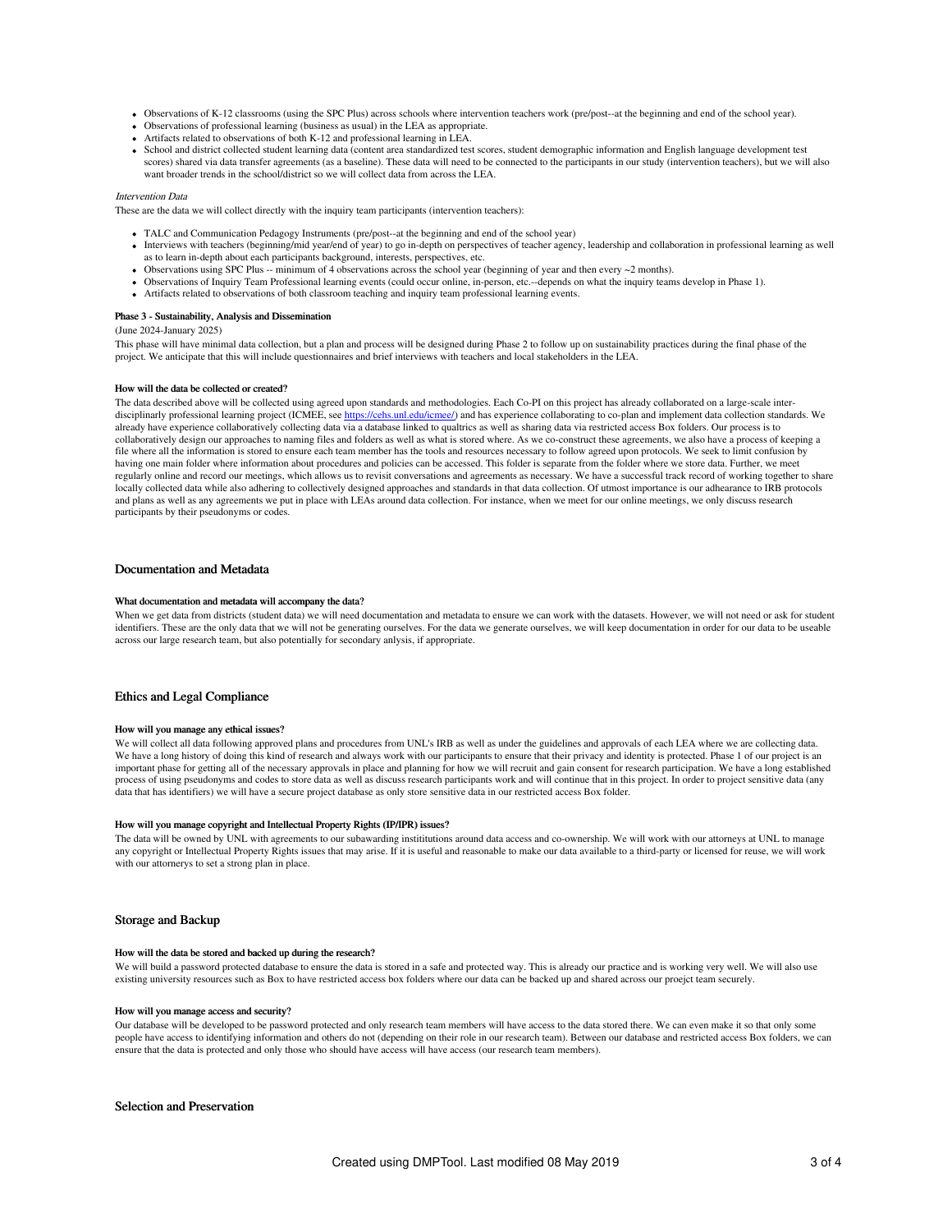- Observations of K-12 classrooms (using the SPC Plus) across schools where intervention teachers work (pre/post--at the beginning and end of the school year).
- Observations of professional learning (business as usual) in the LEA as appropriate.
- Artifacts related to observations of both K-12 and professional learning in LEA.
- School and district collected student learning data (content area standardized test scores, student demographic information and English language development test scores) shared via data transfer agreements (as a baseline). These data will need to be connected to the participants in our study (intervention teachers), but we will also want broader trends in the school/district so we will collect data from across the LEA.

*Intervention Data*

These are the data we will collect directly with the inquiry team participants (intervention teachers):

- TALC and Communication Pedagogy Instruments (pre/post--at the beginning and end of the school year)
- Interviews with teachers (beginning/mid year/end of year) to go in-depth on perspectives of teacher agency, leadership and collaboration in professional learning as well as to learn in-depth about each participants background, interests, perspectives, etc.
- Observations using SPC Plus -- minimum of 4 observations across the school year (beginning of year and then every ~2 months).
- Observations of Inquiry Team Professional learning events (could occur online, in-person, etc.--depends on what the inquiry teams develop in Phase 1).
- Artifacts related to observations of both classroom teaching and inquiry team professional learning events.

**Phase 3 - Sustainability, Analysis and Dissemination**

(June 2024-January 2025)

This phase will have minimal data collection, but a plan and process will be designed during Phase 2 to follow up on sustainability practices during the final phase of the project. We anticipate that this will include questionnaires and brief interviews with teachers and local stakeholders in the LEA.

#### How will the data be collected or created?

The data described above will be collected using agreed upon standards and methodologies. Each Co-PI on this project has already collaborated on a large-scale inter-disciplinary professional learning project (ICMEE, see https://cehs.unl.edu/icmee/) and has experience collaborating to co-plan and implement data collection standards. We already have experience collaboratively collecting data via a database linked to qualtrics as well as sharing data via restricted access Box folders. Our process is to collaboratively design our approaches to naming files and folders as well as what is stored where. As we co-construct these agreements, we also have a process of keeping a file where all the information is stored to ensure each team member has the tools and resources necessary to follow agreed upon protocols. We seek to limit confusion by having one main folder where information about procedures and policies can be accessed. This folder is separate from the folder where we store data. Further, we meet regularly online and record our meetings, which allows us to revisit conversations and agreements as necessary. We have a successful track record of working together to share locally collected data while also adhering to collectively designed approaches and standards in that data collection. Of utmost importance is our adheanrance to IRB protocols and plans as well as any agreements we put in place with LEAs around data collection. For instance, when we meet for our online meetings, we only discuss research participants by their pseudonyms or codes.

## Documentation and Metadata

#### What documentation and metadata will accompany the data?

When we get data from districts (student data) we will need documentation and metadata to ensure we can work with the datasets. However, we will not need or ask for student identifiers. These are the only data that we will not be generating ourselves. For the data we generate ourselves, we will keep documentation in order for our data to be useable across our large research team, but also potentially for secondary anlysis, if appropriate.

## Ethics and Legal Compliance

#### How will you manage any ethical issues?

We will collect all data following approved plans and procedures from UNL's IRB as well as under the guidelines and approvals of each LEA where we are collecting data. We have a long history of doing this kind of research and always work with our participants to ensure that their privacy and identity is protected. Phase 1 of our project is an important phase for getting all of the necessary approvals in place and planning for how we will recruit and gain consent for research participation. We have a long established process of using pseudonyms and codes to store data as well as discuss research participants work and will continue that in this project. In order to project sensitive data (any data that has identifiers) we will have a secure project database as only store sensitive data in our restricted access Box folder.

#### How will you manage copyright and Intellectual Property Rights (IP/IPR) issues?

The data will be owned by UNL with agreements to our subawarding instititutions around data access and co-ownership. We will work with our attorneys at UNL to manage any copyright or Intellectual Property Rights issues that may arise. If it is useful and reasonable to make our data available to a third-party or licensed for reuse, we will work with our attornerys to set a strong plan in place.

## Storage and Backup

#### How will the data be stored and backed up during the research?

We will build a password protected database to ensure the data is stored in a safe and protected way. This is already our practice and is working very well. We will also use existing university resources such as Box to have restricted access box folders where our data can be backed up and shared across our proejct team securely.

#### How will you manage access and security?

Our database will be developed to be password protected and only research team members will have access to the data stored there. We can even make it so that only some people have access to identifying information and others do not (depending on their role in our research team). Between our database and restricted access Box folders, we can ensure that the data is protected and only those who should have access will have access (our research team members).

## Selection and Preservation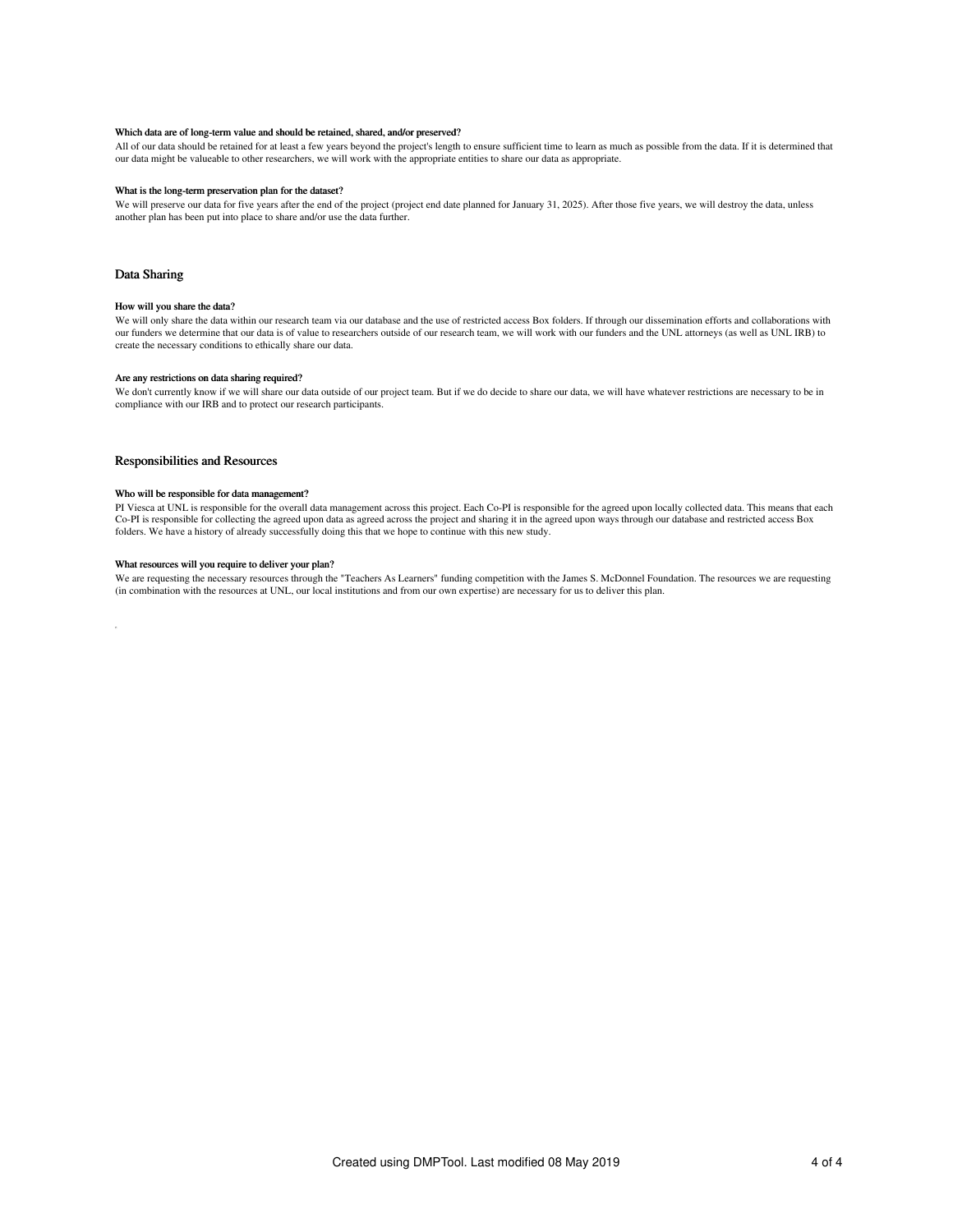#### Which data are of long-term value and should be retained, shared, and/or preserved?

All of our data should be retained for at least a few years beyond the project's length to ensure sufficient time to learn as much as possible from the data. If it is determined that our data might be valueable to other researchers, we will work with the appropriate entities to share our data as appropriate.

#### What is the long-term preservation plan for the dataset?

We will preserve our data for five years after the end of the project (project end date planned for January 31, 2025). After those five years, we will destroy the data, unless another plan has been put into place to share and/or use the data further.

### Data Sharing

#### How will you share the data?

We will only share the data within our research team via our database and the use of restricted access Box folders. If through our dissemination efforts and collaborations with our funders we determine that our data is of value to researchers outside of our research team, we will work with our funders and the UNL attorneys (as well as UNL IRB) to create the necessary conditions to ethically share our data.

#### Are any restrictions on data sharing required?

We don't currently know if we will share our data outside of our project team. But if we do decide to share our data, we will have whatever restrictions are necessary to be in compliance with our IRB and to protect our research participants.

### Responsibilities and Resources

#### Who will be responsible for data management?

PI Viesca at UNL is responsible for the overall data management across this project. Each Co-PI is responsible for the agreed upon locally collected data. This means that each Co-PI is responsible for collecting the agreed upon data as agreed across the project and sharing it in the agreed upon ways through our database and restricted access Box folders. We have a history of already successfully doing this that we hope to continue with this new study.

#### What resources will you require to deliver your plan?

We are requesting the necessary resources through the "Teachers As Learners" funding competition with the James S. McDonnel Foundation. The resources we are requesting (in combination with the resources at UNL, our local institutions and from our own expertise) are necessary for us to deliver this plan.